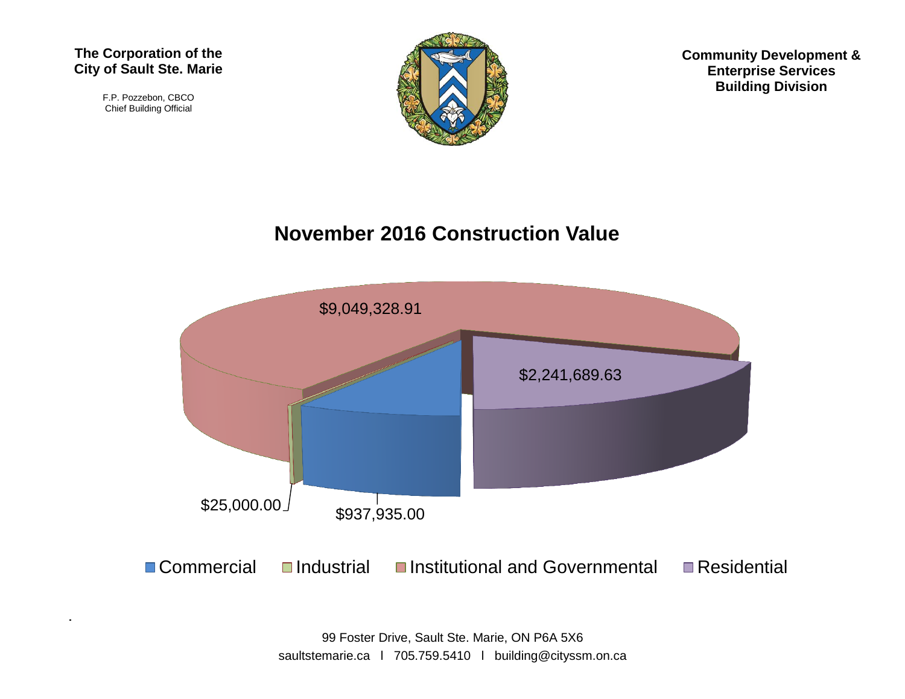**The Corporation of the City of Sault Ste. Marie**

F.P. Pozzebon, CBCO
Chief Building Official

**Community Development & Enterprise Services Building Division**

## November 2016 Construction Value

$9,049,328.91

$2,241,689.63

$25,000.00

$937,935.00

Commercial | Industrial | Institutional and Governmental | Residential

99 Foster Drive, Sault Ste. Marie, ON P6A 5X6
saultstemarie.ca l 705.759.5410 l building@cityssm.on.ca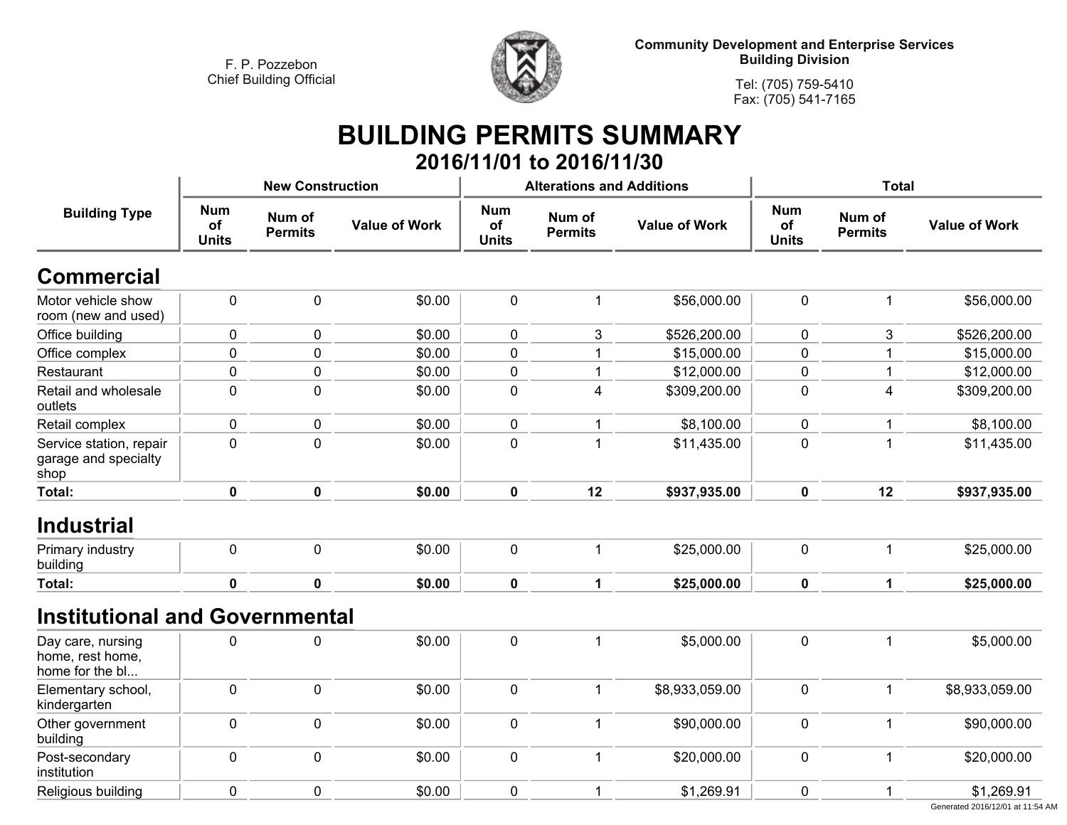F. P. Pozzebon
Chief Building Official

**Community Development and Enterprise Services**
**Building Division**

Tel: (705) 759-5410
Fax: (705) 541-7165

# BUILDING PERMITS SUMMARY

## 2016/11/01 to 2016/11/30

| Building Type | New Construction | | | Alterations and Additions | | | Total | | |
|---|---|---|---|---|---|---|---|---|---|
| | Num of Units | Num of Permits | Value of Work | Num of Units | Num of Permits | Value of Work | Num of Units | Num of Permits | Value of Work |
| **Commercial** | | | | | | | | | |
| Motor vehicle show room (new and used) | 0 | 0 | $0.00 | 0 | 1 | $56,000.00 | 0 | 1 | $56,000.00 |
| Office building | 0 | 0 | $0.00 | 0 | 3 | $526,200.00 | 0 | 3 | $526,200.00 |
| Office complex | 0 | 0 | $0.00 | 0 | 1 | $15,000.00 | 0 | 1 | $15,000.00 |
| Restaurant | 0 | 0 | $0.00 | 0 | 1 | $12,000.00 | 0 | 1 | $12,000.00 |
| Retail and wholesale outlets | 0 | 0 | $0.00 | 0 | 4 | $309,200.00 | 0 | 4 | $309,200.00 |
| Retail complex | 0 | 0 | $0.00 | 0 | 1 | $8,100.00 | 0 | 1 | $8,100.00 |
| Service station, repair garage and specialty shop | 0 | 0 | $0.00 | 0 | 1 | $11,435.00 | 0 | 1 | $11,435.00 |
| **Total:** | **0** | **0** | **$0.00** | **0** | **12** | **$937,935.00** | **0** | **12** | **$937,935.00** |
| **Industrial** | | | | | | | | | |
| Primary industry building | 0 | 0 | $0.00 | 0 | 1 | $25,000.00 | 0 | 1 | $25,000.00 |
| **Total:** | **0** | **0** | **$0.00** | **0** | **1** | **$25,000.00** | **0** | **1** | **$25,000.00** |
| **Institutional and Governmental** | | | | | | | | | |
| Day care, nursing home, rest home, home for the bl... | 0 | 0 | $0.00 | 0 | 1 | $5,000.00 | 0 | 1 | $5,000.00 |
| Elementary school, kindergarten | 0 | 0 | $0.00 | 0 | 1 | $8,933,059.00 | 0 | 1 | $8,933,059.00 |
| Other government building | 0 | 0 | $0.00 | 0 | 1 | $90,000.00 | 0 | 1 | $90,000.00 |
| Post-secondary institution | 0 | 0 | $0.00 | 0 | 1 | $20,000.00 | 0 | 1 | $20,000.00 |
| Religious building | 0 | 0 | $0.00 | 0 | 1 | $1,269.91 | 0 | 1 | $1,269.91 |

Generated 2016/12/01 at 11:54 AM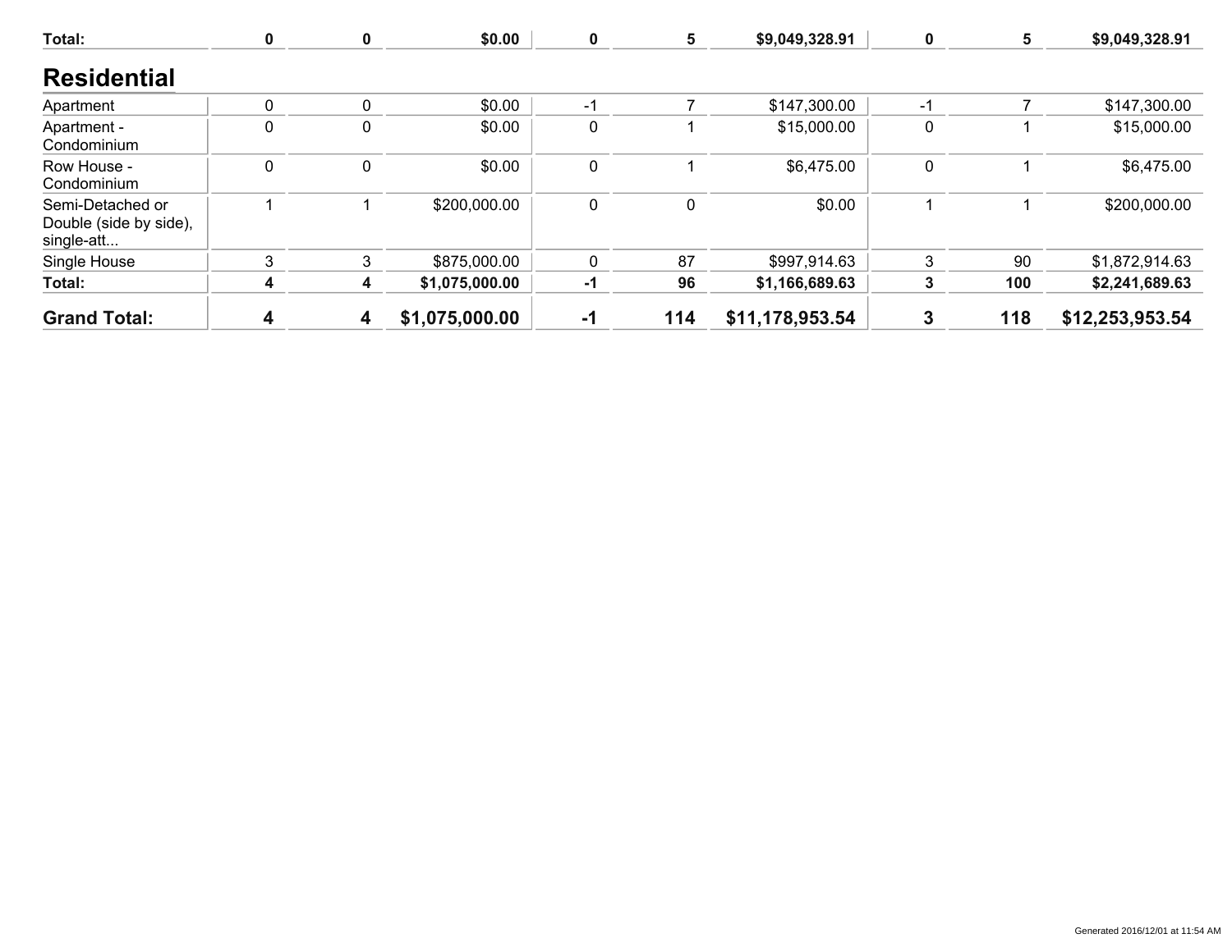| Total: | 0 | 0 | $0.00 | 0 | 5 | $9,049,328.91 | 0 | 5 | $9,049,328.91 |
|---|---|---|---|---|---|---|---|---|---|

## Residential

| | | | | | | | | | |
|---|---|---|---|---|---|---|---|---|---|
| Apartment | 0 | 0 | $0.00 | -1 | 7 | $147,300.00 | -1 | 7 | $147,300.00 |
| Apartment - Condominium | 0 | 0 | $0.00 | 0 | 1 | $15,000.00 | 0 | 1 | $15,000.00 |
| Row House - Condominium | 0 | 0 | $0.00 | 0 | 1 | $6,475.00 | 0 | 1 | $6,475.00 |
| Semi-Detached or Double (side by side), single-att... | 1 | 1 | $200,000.00 | 0 | 0 | $0.00 | 1 | 1 | $200,000.00 |
| Single House | 3 | 3 | $875,000.00 | 0 | 87 | $997,914.63 | 3 | 90 | $1,872,914.63 |
| **Total:** | **4** | **4** | **$1,075,000.00** | **-1** | **96** | **$1,166,689.63** | **3** | **100** | **$2,241,689.63** |
| **Grand Total:** | **4** | **4** | **$1,075,000.00** | **-1** | **114** | **$11,178,953.54** | **3** | **118** | **$12,253,953.54** |

Generated 2016/12/01 at 11:54 AM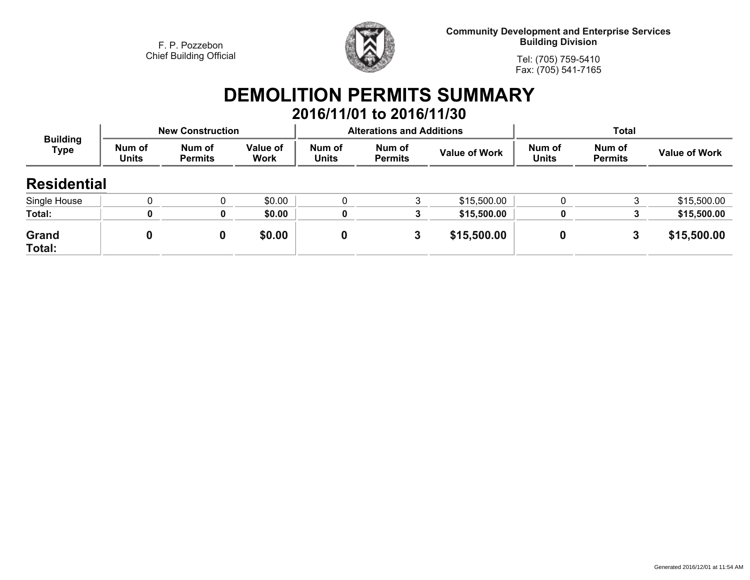F. P. Pozzebon
Chief Building Official

**Community Development and Enterprise Services**
**Building Division**

Tel: (705) 759-5410
Fax: (705) 541-7165

# DEMOLITION PERMITS SUMMARY

## 2016/11/01 to 2016/11/30

| Building Type | New Construction | | | Alterations and Additions | | | Total | | |
|---|---|---|---|---|---|---|---|---|---|
| | Num of Units | Num of Permits | Value of Work | Num of Units | Num of Permits | Value of Work | Num of Units | Num of Permits | Value of Work |
| **Residential** | | | | | | | | | |
| Single House | 0 | 0 | $0.00 | 0 | 3 | $15,500.00 | 0 | 3 | $15,500.00 |
| **Total:** | **0** | **0** | **$0.00** | **0** | **3** | **$15,500.00** | **0** | **3** | **$15,500.00** |
| **Grand Total:** | **0** | **0** | **$0.00** | **0** | **3** | **$15,500.00** | **0** | **3** | **$15,500.00** |

Generated 2016/12/01 at 11:54 AM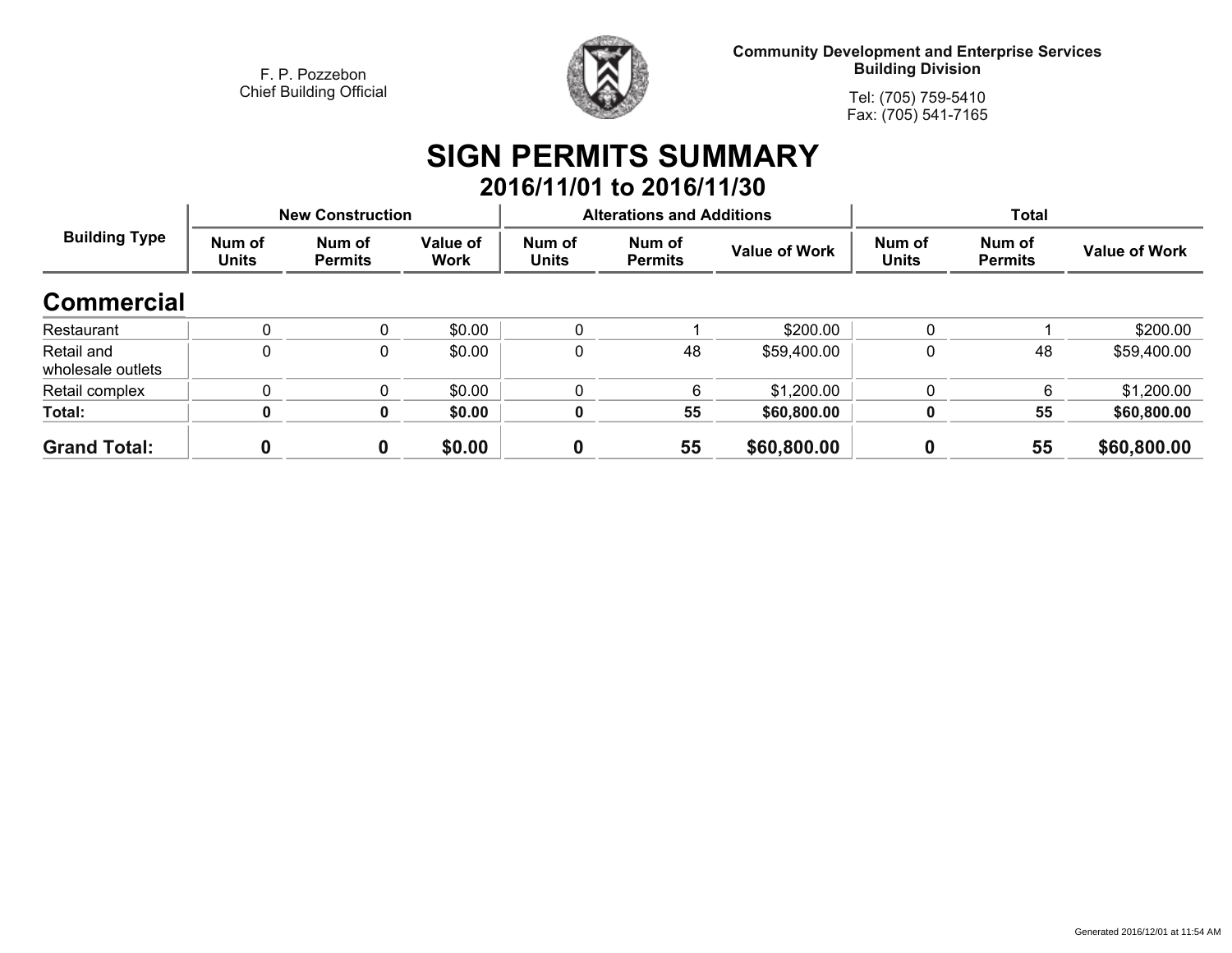F. P. Pozzebon
Chief Building Official

**Community Development and Enterprise Services**
**Building Division**

Tel: (705) 759-5410
Fax: (705) 541-7165

# SIGN PERMITS SUMMARY

## 2016/11/01 to 2016/11/30

| Building Type | New Construction | | | Alterations and Additions | | | Total | | |
|---|---|---|---|---|---|---|---|---|---|
| | Num of Units | Num of Permits | Value of Work | Num of Units | Num of Permits | Value of Work | Num of Units | Num of Permits | Value of Work |
| **Commercial** | | | | | | | | | |
| Restaurant | 0 | 0 | $0.00 | 0 | 1 | $200.00 | 0 | 1 | $200.00 |
| Retail and wholesale outlets | 0 | 0 | $0.00 | 0 | 48 | $59,400.00 | 0 | 48 | $59,400.00 |
| Retail complex | 0 | 0 | $0.00 | 0 | 6 | $1,200.00 | 0 | 6 | $1,200.00 |
| **Total:** | **0** | **0** | **$0.00** | **0** | **55** | **$60,800.00** | **0** | **55** | **$60,800.00** |
| **Grand Total:** | **0** | **0** | **$0.00** | **0** | **55** | **$60,800.00** | **0** | **55** | **$60,800.00** |

Generated 2016/12/01 at 11:54 AM